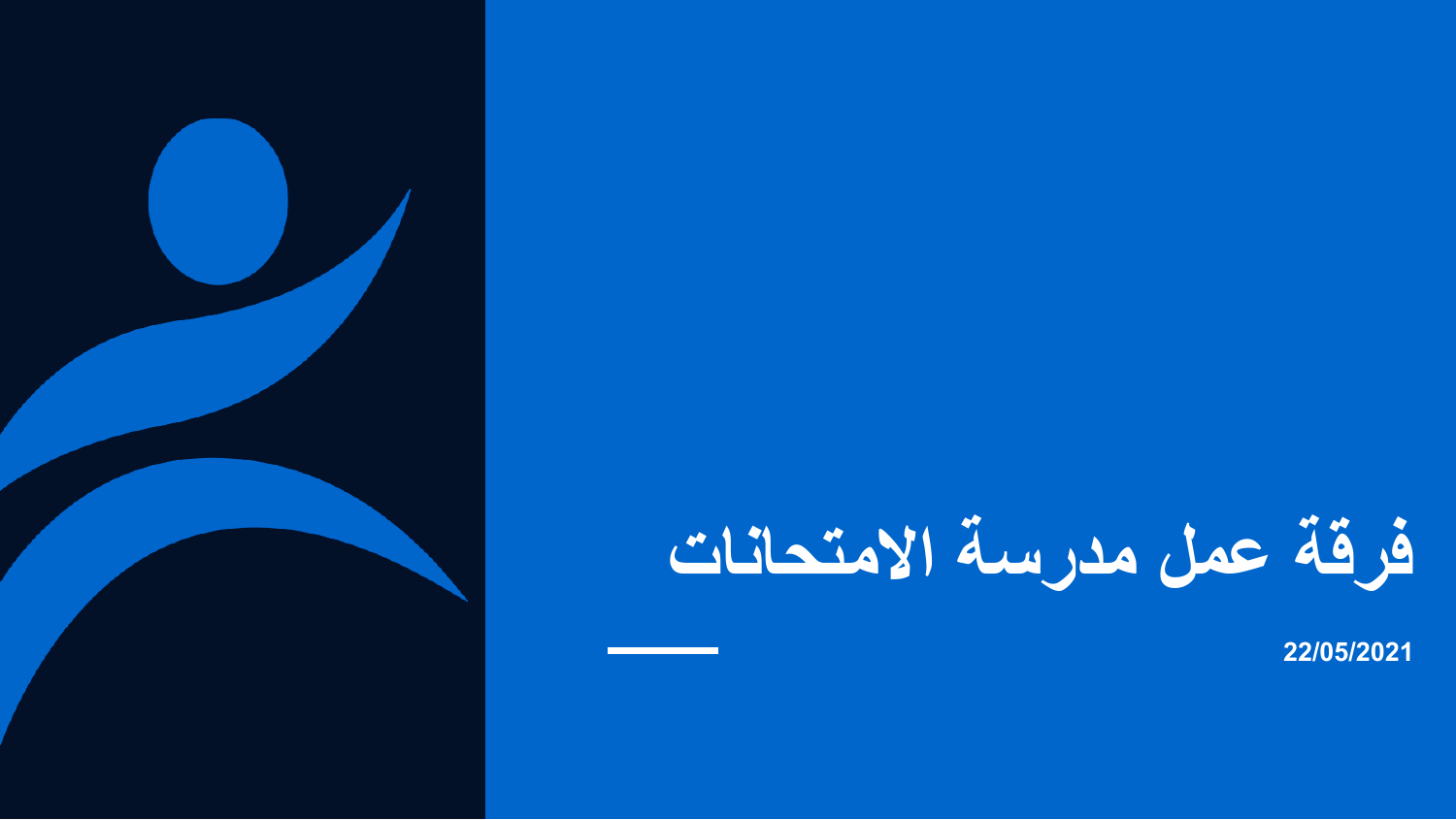# فرقة عمل مدرسة الامتحانات

22/05/2021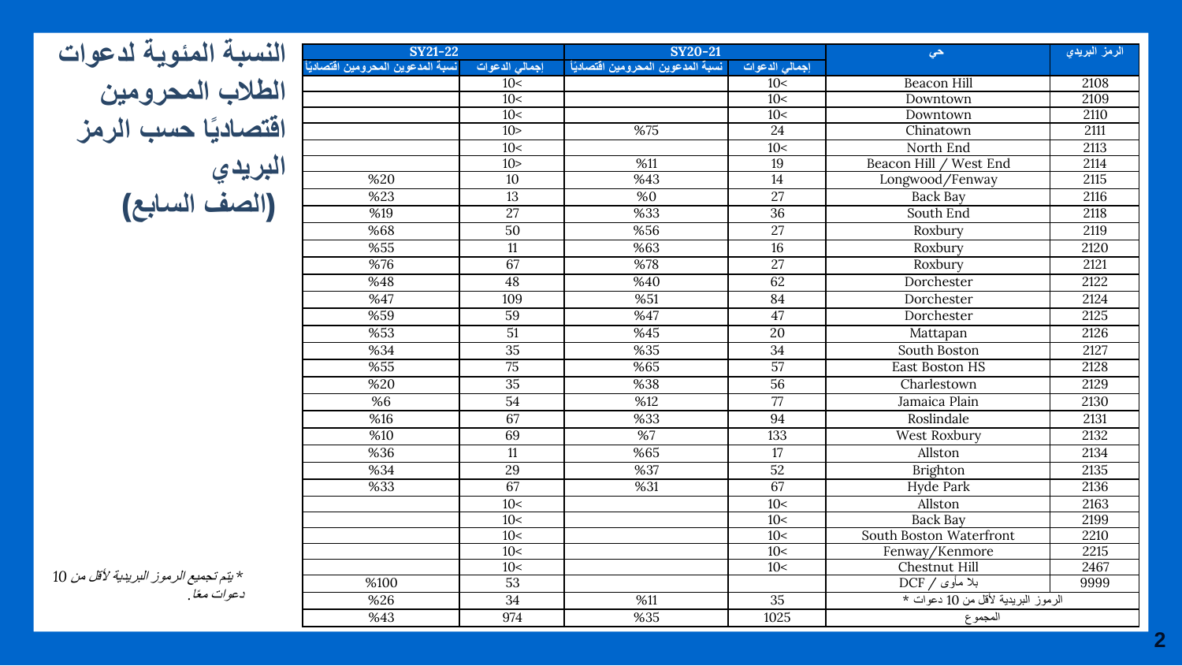# النسبة المئوية لدعوات الطلاب المحرومين اقتصاديًا حسب الرمز البريدي (الصف السابع)

| الرمز البريدي | حي | SY20-21 | | SY21-22 | |
|---|---|---|---|---|---|
| | | إجمالي الدعوات | نسبة المدعوين المحرومين اقتصاديًا | إجمالي الدعوات | نسبة المدعوين المحرومين اقتصاديًا |
| 2108 | Beacon Hill | 10< | | 10< | |
| 2109 | Downtown | 10< | | 10< | |
| 2110 | Downtown | 10< | | 10< | |
| 2111 | Chinatown | 24 | %75 | 10> | |
| 2113 | North End | 10< | | 10< | |
| 2114 | Beacon Hill / West End | 19 | %11 | 10> | |
| 2115 | Longwood/Fenway | 14 | %43 | 10 | %20 |
| 2116 | Back Bay | 27 | %0 | 13 | %23 |
| 2118 | South End | 36 | %33 | 27 | %19 |
| 2119 | Roxbury | 27 | %56 | 50 | %68 |
| 2120 | Roxbury | 16 | %63 | 11 | %55 |
| 2121 | Roxbury | 27 | %78 | 67 | %76 |
| 2122 | Dorchester | 62 | %40 | 48 | %48 |
| 2124 | Dorchester | 84 | %51 | 109 | %47 |
| 2125 | Dorchester | 47 | %47 | 59 | %59 |
| 2126 | Mattapan | 20 | %45 | 51 | %53 |
| 2127 | South Boston | 34 | %35 | 35 | %34 |
| 2128 | East Boston HS | 57 | %65 | 75 | %55 |
| 2129 | Charlestown | 56 | %38 | 35 | %20 |
| 2130 | Jamaica Plain | 77 | %12 | 54 | %6 |
| 2131 | Roslindale | 94 | %33 | 67 | %16 |
| 2132 | West Roxbury | 133 | %7 | 69 | %10 |
| 2134 | Allston | 17 | %65 | 11 | %36 |
| 2135 | Brighton | 52 | %37 | 29 | %34 |
| 2136 | Hyde Park | 67 | %31 | 67 | %33 |
| 2163 | Allston | 10< | | 10< | |
| 2199 | Back Bay | 10< | | 10< | |
| 2210 | South Boston Waterfront | 10< | | 10< | |
| 2215 | Fenway/Kenmore | 10< | | 10< | |
| 2467 | Chestnut Hill | 10< | | 10< | |
| 9999 | بلا مأوى / DCF | | | 53 | %100 |
| | الرموز البريدية لأقل من 10 دعوات * | 35 | %11 | 34 | %26 |
| | المجموع | 1025 | %35 | 974 | %43 |

*\* يتم تجميع الرموز البريدية لأقل من 10 دعوات معًا.*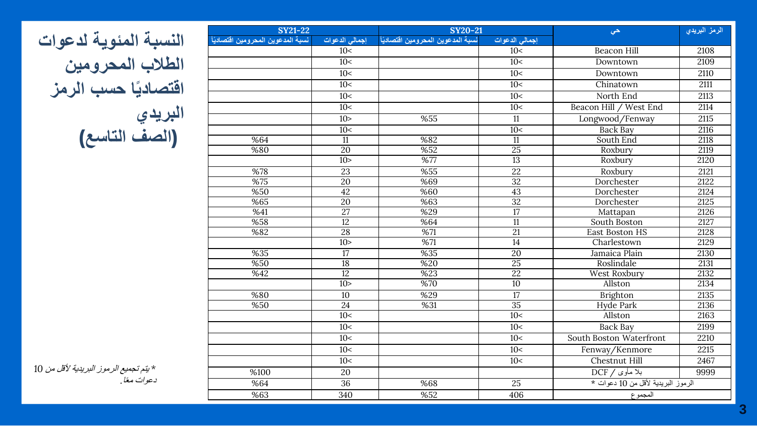# النسبة المئوية لدعوات الطلاب المحرومين اقتصاديًا حسب الرمز البريدي (الصف التاسع)

| الرمز البريدي | حي | SY20-21 | | SY21-22 | |
|---|---|---|---|---|---|
| | | إجمالي الدعوات | نسبة المدعوين المحرومين اقتصاديًا | إجمالي الدعوات | نسبة المدعوين المحرومين اقتصاديًا |
| 2108 | Beacon Hill | 10< | | 10< | |
| 2109 | Downtown | 10< | | 10< | |
| 2110 | Downtown | 10< | | 10< | |
| 2111 | Chinatown | 10< | | 10< | |
| 2113 | North End | 10< | | 10< | |
| 2114 | Beacon Hill / West End | 10< | | 10< | |
| 2115 | Longwood/Fenway | 11 | %55 | 10> | |
| 2116 | Back Bay | 10< | | 10< | |
| 2118 | South End | 11 | %82 | 11 | %64 |
| 2119 | Roxbury | 25 | %52 | 20 | %80 |
| 2120 | Roxbury | 13 | %77 | 10> | |
| 2121 | Roxbury | 22 | %55 | 23 | %78 |
| 2122 | Dorchester | 32 | %69 | 20 | %75 |
| 2124 | Dorchester | 43 | %60 | 42 | %50 |
| 2125 | Dorchester | 32 | %63 | 20 | %65 |
| 2126 | Mattapan | 17 | %29 | 27 | %41 |
| 2127 | South Boston | 11 | %64 | 12 | %58 |
| 2128 | East Boston HS | 21 | %71 | 28 | %82 |
| 2129 | Charlestown | 14 | %71 | 10> | |
| 2130 | Jamaica Plain | 20 | %35 | 17 | %35 |
| 2131 | Roslindale | 25 | %20 | 18 | %50 |
| 2132 | West Roxbury | 22 | %23 | 12 | %42 |
| 2134 | Allston | 10 | %70 | 10> | |
| 2135 | Brighton | 17 | %29 | 10 | %80 |
| 2136 | Hyde Park | 35 | %31 | 24 | %50 |
| 2163 | Allston | 10< | | 10< | |
| 2199 | Back Bay | 10< | | 10< | |
| 2210 | South Boston Waterfront | 10< | | 10< | |
| 2215 | Fenway/Kenmore | 10< | | 10< | |
| 2467 | Chestnut Hill | 10< | | 10< | |
| 9999 | DCF / بلا مأوى | | | 20 | %100 |
| الرموز البريدية لأقل من 10 دعوات * | | 25 | %68 | 36 | %64 |
| المجموع | | 406 | %52 | 340 | %63 |

*يتم تجميع الرموز البريدية لأقل من 10 دعوات معًا.*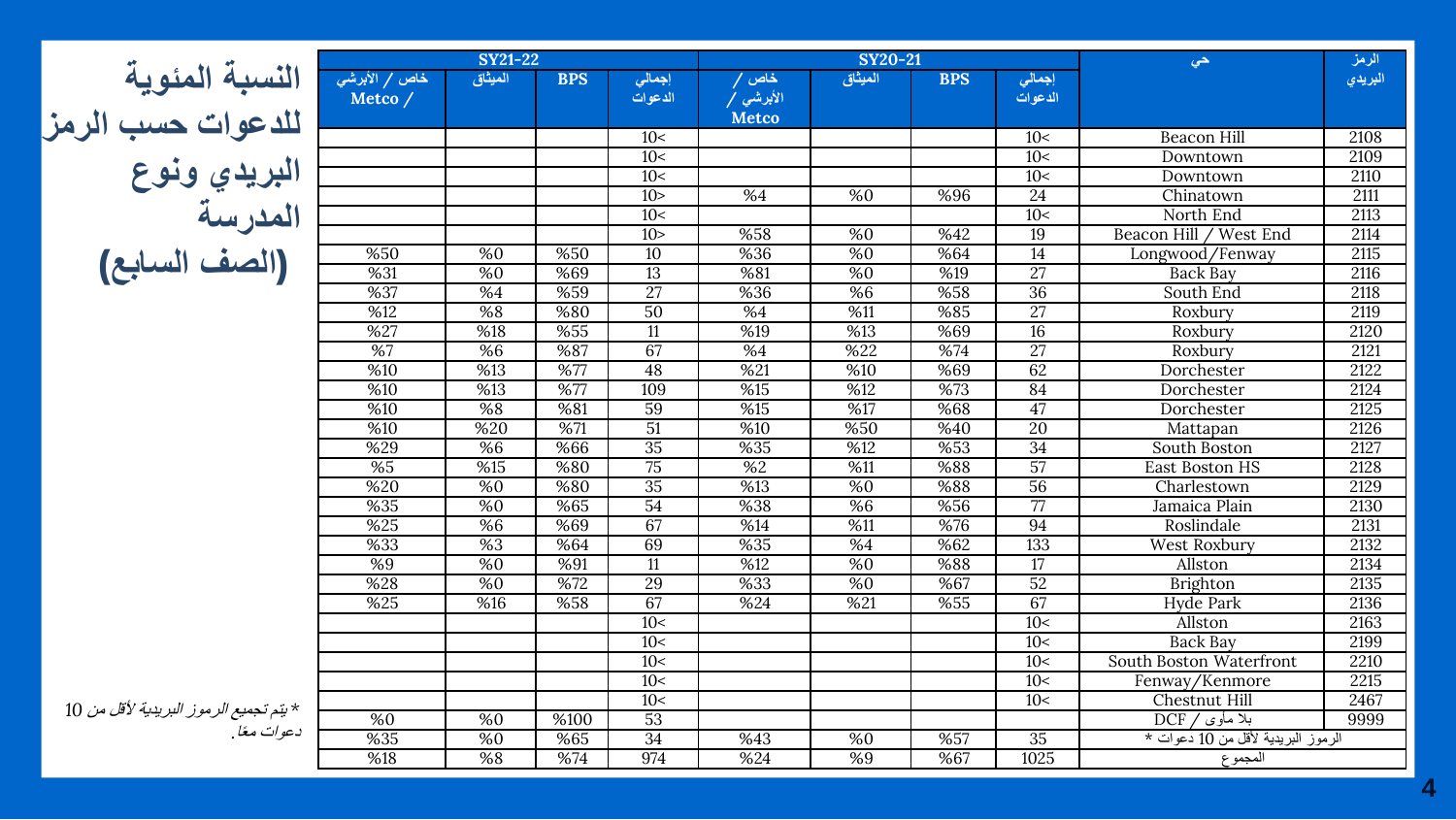# النسبة المئوية للدعوات حسب الرمز البريدي ونوع المدرسة (الصف السابع)

| SY21-22 | | | | SY20-21 | | | | حي | الرمز البريدي |
|---|---|---|---|---|---|---|---|---|---|
| خاص / الأبرشي / Metco | الميثاق | BPS | إجمالي الدعوات | خاص / الأبرشي / Metco | الميثاق | BPS | إجمالي الدعوات | | |
| | | | 10< | | | | 10< | Beacon Hill | 2108 |
| | | | 10< | | | | 10< | Downtown | 2109 |
| | | | 10< | | | | 10< | Downtown | 2110 |
| | | | 10> | %4 | %0 | %96 | 24 | Chinatown | 2111 |
| | | | 10< | | | | 10< | North End | 2113 |
| | | | 10> | %58 | %0 | %42 | 19 | Beacon Hill / West End | 2114 |
| %50 | %0 | %50 | 10 | %36 | %0 | %64 | 14 | Longwood/Fenway | 2115 |
| %31 | %0 | %69 | 13 | %81 | %0 | %19 | 27 | Back Bay | 2116 |
| %37 | %4 | %59 | 27 | %36 | %6 | %58 | 36 | South End | 2118 |
| %12 | %8 | %80 | 50 | %4 | %11 | %85 | 27 | Roxbury | 2119 |
| %27 | %18 | %55 | 11 | %19 | %13 | %69 | 16 | Roxbury | 2120 |
| %7 | %6 | %87 | 67 | %4 | %22 | %74 | 27 | Roxbury | 2121 |
| %10 | %13 | %77 | 48 | %21 | %10 | %69 | 62 | Dorchester | 2122 |
| %10 | %13 | %77 | 109 | %15 | %12 | %73 | 84 | Dorchester | 2124 |
| %10 | %8 | %81 | 59 | %15 | %17 | %68 | 47 | Dorchester | 2125 |
| %10 | %20 | %71 | 51 | %10 | %50 | %40 | 20 | Mattapan | 2126 |
| %29 | %6 | %66 | 35 | %35 | %12 | %53 | 34 | South Boston | 2127 |
| %5 | %15 | %80 | 75 | %2 | %11 | %88 | 57 | East Boston HS | 2128 |
| %20 | %0 | %80 | 35 | %13 | %0 | %88 | 56 | Charlestown | 2129 |
| %35 | %0 | %65 | 54 | %38 | %6 | %56 | 77 | Jamaica Plain | 2130 |
| %25 | %6 | %69 | 67 | %14 | %11 | %76 | 94 | Roslindale | 2131 |
| %33 | %3 | %64 | 69 | %35 | %4 | %62 | 133 | West Roxbury | 2132 |
| %9 | %0 | %91 | 11 | %12 | %0 | %88 | 17 | Allston | 2134 |
| %28 | %0 | %72 | 29 | %33 | %0 | %67 | 52 | Brighton | 2135 |
| %25 | %16 | %58 | 67 | %24 | %21 | %55 | 67 | Hyde Park | 2136 |
| | | | 10< | | | | 10< | Allston | 2163 |
| | | | 10< | | | | 10< | Back Bay | 2199 |
| | | | 10< | | | | 10< | South Boston Waterfront | 2210 |
| | | | 10< | | | | 10< | Fenway/Kenmore | 2215 |
| | | | 10< | | | | 10< | Chestnut Hill | 2467 |
| %0 | %0 | %100 | 53 | | | | | DCF / بلا مأوى | 9999 |
| %35 | %0 | %65 | 34 | %43 | %0 | %57 | 35 | الرموز البريدية لأقل من 10 دعوات * | |
| %18 | %8 | %74 | 974 | %24 | %9 | %67 | 1025 | المجموع | |

*يتم تجميع الرموز البريدية لأقل من 10 دعوات معًا.*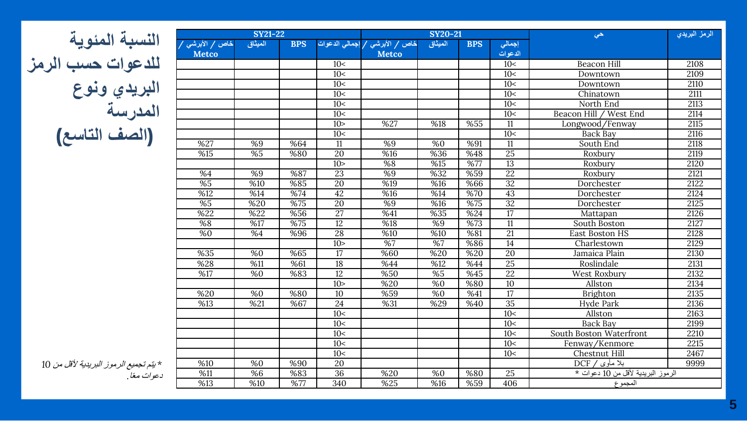# النسبة المئوية للدعوات حسب الرمز البريدي ونوع المدرسة (الصف التاسع)

| SY21-22 | | | | SY20-21 | | | | حي | الرمز البريدي |
|---|---|---|---|---|---|---|---|---|---|
| خاص / الأبرشي / Metco | الميثاق | BPS | إجمالي الدعوات | خاص / الأبرشي / Metco | الميثاق | BPS | إجمالي الدعوات | | |
| | | | 10< | | | | 10< | Beacon Hill | 2108 |
| | | | 10< | | | | 10< | Downtown | 2109 |
| | | | 10< | | | | 10< | Downtown | 2110 |
| | | | 10< | | | | 10< | Chinatown | 2111 |
| | | | 10< | | | | 10< | North End | 2113 |
| | | | 10< | | | | 10< | Beacon Hill / West End | 2114 |
| | | | 10> | %27 | %18 | %55 | 11 | Longwood/Fenway | 2115 |
| | | | 10< | | | | 10< | Back Bay | 2116 |
| %27 | %9 | %64 | 11 | %9 | %0 | %91 | 11 | South End | 2118 |
| %15 | %5 | %80 | 20 | %16 | %36 | %48 | 25 | Roxbury | 2119 |
| | | | 10> | %8 | %15 | %77 | 13 | Roxbury | 2120 |
| %4 | %9 | %87 | 23 | %9 | %32 | %59 | 22 | Roxbury | 2121 |
| %5 | %10 | %85 | 20 | %19 | %16 | %66 | 32 | Dorchester | 2122 |
| %12 | %14 | %74 | 42 | %16 | %14 | %70 | 43 | Dorchester | 2124 |
| %5 | %20 | %75 | 20 | %9 | %16 | %75 | 32 | Dorchester | 2125 |
| %22 | %22 | %56 | 27 | %41 | %35 | %24 | 17 | Mattapan | 2126 |
| %8 | %17 | %75 | 12 | %18 | %9 | %73 | 11 | South Boston | 2127 |
| %0 | %4 | %96 | 28 | %10 | %10 | %81 | 21 | East Boston HS | 2128 |
| | | | 10> | %7 | %7 | %86 | 14 | Charlestown | 2129 |
| %35 | %0 | %65 | 17 | %60 | %20 | %20 | 20 | Jamaica Plain | 2130 |
| %28 | %11 | %61 | 18 | %44 | %12 | %44 | 25 | Roslindale | 2131 |
| %17 | %0 | %83 | 12 | %50 | %5 | %45 | 22 | West Roxbury | 2132 |
| | | | 10> | %20 | %0 | %80 | 10 | Allston | 2134 |
| %20 | %0 | %80 | 10 | %59 | %0 | %41 | 17 | Brighton | 2135 |
| %13 | %21 | %67 | 24 | %31 | %29 | %40 | 35 | Hyde Park | 2136 |
| | | | 10< | | | | 10< | Allston | 2163 |
| | | | 10< | | | | 10< | Back Bay | 2199 |
| | | | 10< | | | | 10< | South Boston Waterfront | 2210 |
| | | | 10< | | | | 10< | Fenway/Kenmore | 2215 |
| | | | 10< | | | | 10< | Chestnut Hill | 2467 |
| %10 | %0 | %90 | 20 | | | | | DCF / بلا مأوى | 9999 |
| %11 | %6 | %83 | 36 | %20 | %0 | %80 | 25 | الرموز البريدية لأقل من 10 دعوات * | |
| %13 | %10 | %77 | 340 | %25 | %16 | %59 | 406 | المجموع | |

*يتم تجميع الرموز البريدية لأقل من 10 دعوات معًا.*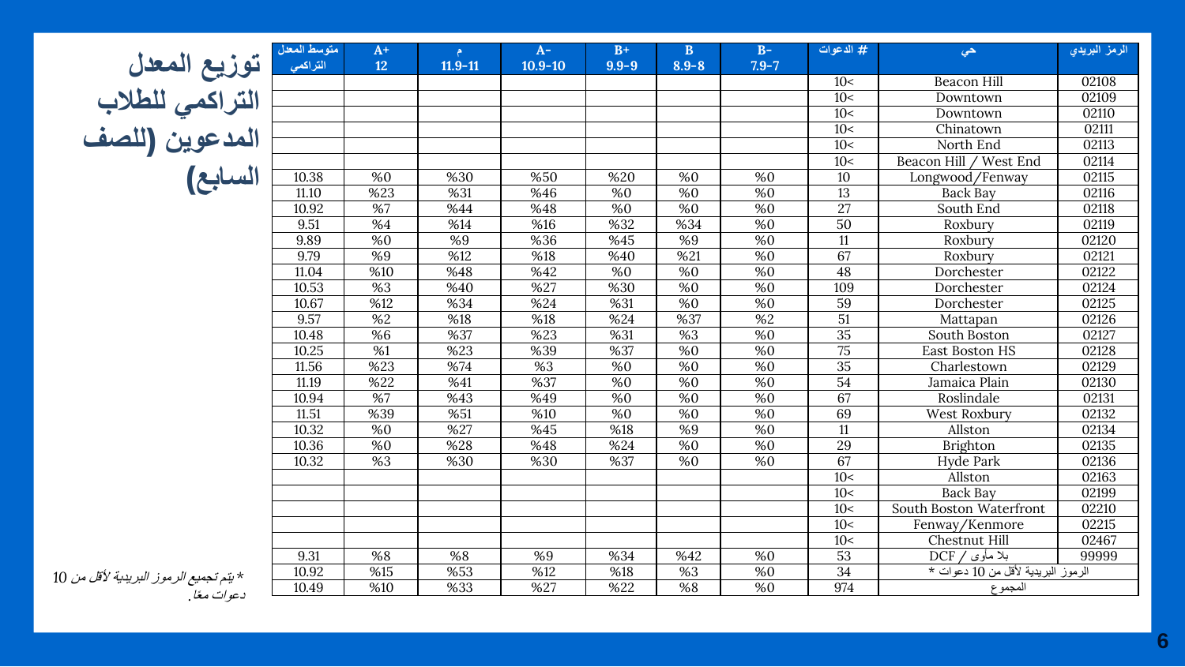# توزيع المعدل التراكمي للطلاب المدعوين (للصف السابع)

| الرمز البريدي | حي | # الدعوات | B- 7.9-7 | B 8.9-8 | B+ 9.9-9 | A- 10.9-10 | م 11.9-11 | A+ 12 | متوسط المعدل التراكمي |
|---|---|---|---|---|---|---|---|---|---|
| 02108 | Beacon Hill | 10< | | | | | | | |
| 02109 | Downtown | 10< | | | | | | | |
| 02110 | Downtown | 10< | | | | | | | |
| 02111 | Chinatown | 10< | | | | | | | |
| 02113 | North End | 10< | | | | | | | |
| 02114 | Beacon Hill / West End | 10< | | | | | | | |
| 02115 | Longwood/Fenway | 10 | %0 | %0 | %20 | %50 | %30 | %0 | 10.38 |
| 02116 | Back Bay | 13 | %0 | %0 | %0 | %46 | %31 | %23 | 11.10 |
| 02118 | South End | 27 | %0 | %0 | %0 | %48 | %44 | %7 | 10.92 |
| 02119 | Roxbury | 50 | %0 | %34 | %32 | %16 | %14 | %4 | 9.51 |
| 02120 | Roxbury | 11 | %0 | %9 | %45 | %36 | %9 | %0 | 9.89 |
| 02121 | Roxbury | 67 | %0 | %21 | %40 | %18 | %12 | %9 | 9.79 |
| 02122 | Dorchester | 48 | %0 | %0 | %0 | %42 | %48 | %10 | 11.04 |
| 02124 | Dorchester | 109 | %0 | %0 | %30 | %27 | %40 | %3 | 10.53 |
| 02125 | Dorchester | 59 | %0 | %0 | %31 | %24 | %34 | %12 | 10.67 |
| 02126 | Mattapan | 51 | %2 | %37 | %24 | %18 | %18 | %2 | 9.57 |
| 02127 | South Boston | 35 | %0 | %3 | %31 | %23 | %37 | %6 | 10.48 |
| 02128 | East Boston HS | 75 | %0 | %0 | %37 | %39 | %23 | %1 | 10.25 |
| 02129 | Charlestown | 35 | %0 | %0 | %0 | %3 | %74 | %23 | 11.56 |
| 02130 | Jamaica Plain | 54 | %0 | %0 | %0 | %37 | %41 | %22 | 11.19 |
| 02131 | Roslindale | 67 | %0 | %0 | %0 | %49 | %43 | %7 | 10.94 |
| 02132 | West Roxbury | 69 | %0 | %0 | %0 | %10 | %51 | %39 | 11.51 |
| 02134 | Allston | 11 | %0 | %9 | %18 | %45 | %27 | %0 | 10.32 |
| 02135 | Brighton | 29 | %0 | %0 | %24 | %48 | %28 | %0 | 10.36 |
| 02136 | Hyde Park | 67 | %0 | %0 | %37 | %30 | %30 | %3 | 10.32 |
| 02163 | Allston | 10< | | | | | | | |
| 02199 | Back Bay | 10< | | | | | | | |
| 02210 | South Boston Waterfront | 10< | | | | | | | |
| 02215 | Fenway/Kenmore | 10< | | | | | | | |
| 02467 | Chestnut Hill | 10< | | | | | | | |
| 99999 | بلا مأوى / DCF | 53 | %0 | %42 | %34 | %9 | %8 | %8 | 9.31 |
| الرموز البريدية لأقل من 10 دعوات * | | 34 | %0 | %3 | %18 | %12 | %53 | %15 | 10.92 |
| المجموع | | 974 | %0 | %8 | %22 | %27 | %33 | %10 | 10.49 |

*يتم تجميع الرموز البريدية لأقل من 10 دعوات معًا.*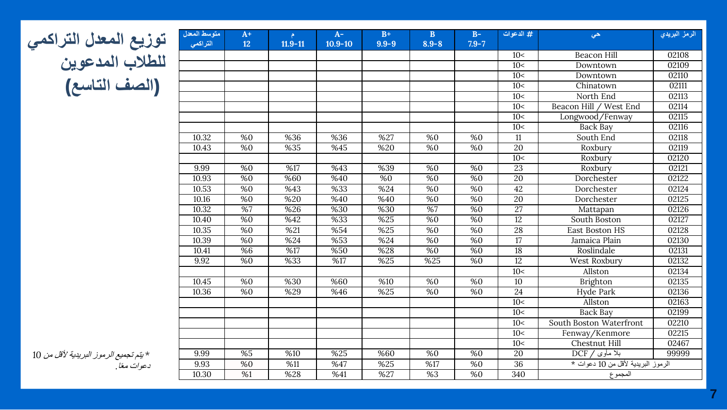# توزيع المعدل التراكمي للطلاب المدعوين (الصف التاسع)

| الرمز البريدي | حي | # الدعوات | B- 7.9-7 | B 8.9-8 | B+ 9.9-9 | A- 10.9-10 | م 11.9-11 | A+ 12 | متوسط المعدل التراكمي |
|---|---|---|---|---|---|---|---|---|---|
| 02108 | Beacon Hill | 10< | | | | | | | |
| 02109 | Downtown | 10< | | | | | | | |
| 02110 | Downtown | 10< | | | | | | | |
| 02111 | Chinatown | 10< | | | | | | | |
| 02113 | North End | 10< | | | | | | | |
| 02114 | Beacon Hill / West End | 10< | | | | | | | |
| 02115 | Longwood/Fenway | 10< | | | | | | | |
| 02116 | Back Bay | 10< | | | | | | | |
| 02118 | South End | 11 | %0 | %0 | %27 | %36 | %36 | %0 | 10.32 |
| 02119 | Roxbury | 20 | %0 | %0 | %20 | %45 | %35 | %0 | 10.43 |
| 02120 | Roxbury | 10< | | | | | | | |
| 02121 | Roxbury | 23 | %0 | %0 | %39 | %43 | %17 | %0 | 9.99 |
| 02122 | Dorchester | 20 | %0 | %0 | %0 | %40 | %60 | %0 | 10.93 |
| 02124 | Dorchester | 42 | %0 | %0 | %24 | %33 | %43 | %0 | 10.53 |
| 02125 | Dorchester | 20 | %0 | %0 | %40 | %40 | %20 | %0 | 10.16 |
| 02126 | Mattapan | 27 | %0 | %7 | %30 | %30 | %26 | %7 | 10.32 |
| 02127 | South Boston | 12 | %0 | %0 | %25 | %33 | %42 | %0 | 10.40 |
| 02128 | East Boston HS | 28 | %0 | %0 | %25 | %54 | %21 | %0 | 10.35 |
| 02130 | Jamaica Plain | 17 | %0 | %0 | %24 | %53 | %24 | %0 | 10.39 |
| 02131 | Roslindale | 18 | %0 | %0 | %28 | %50 | %17 | %6 | 10.41 |
| 02132 | West Roxbury | 12 | %0 | %25 | %25 | %17 | %33 | %0 | 9.92 |
| 02134 | Allston | 10< | | | | | | | |
| 02135 | Brighton | 10 | %0 | %0 | %10 | %60 | %30 | %0 | 10.45 |
| 02136 | Hyde Park | 24 | %0 | %0 | %25 | %46 | %29 | %0 | 10.36 |
| 02163 | Allston | 10< | | | | | | | |
| 02199 | Back Bay | 10< | | | | | | | |
| 02210 | South Boston Waterfront | 10< | | | | | | | |
| 02215 | Fenway/Kenmore | 10< | | | | | | | |
| 02467 | Chestnut Hill | 10< | | | | | | | |
| 99999 | DCF / بلا مأوى | 20 | %0 | %0 | %60 | %25 | %10 | %5 | 9.99 |
| الرموز البريدية لأقل من 10 دعوات * | | 36 | %0 | %17 | %25 | %47 | %11 | %0 | 9.93 |
| المجموع | | 340 | %0 | %3 | %27 | %41 | %28 | %1 | 10.30 |

*يتم تجميع الرموز البريدية لأقل من 10 دعوات معًا.*